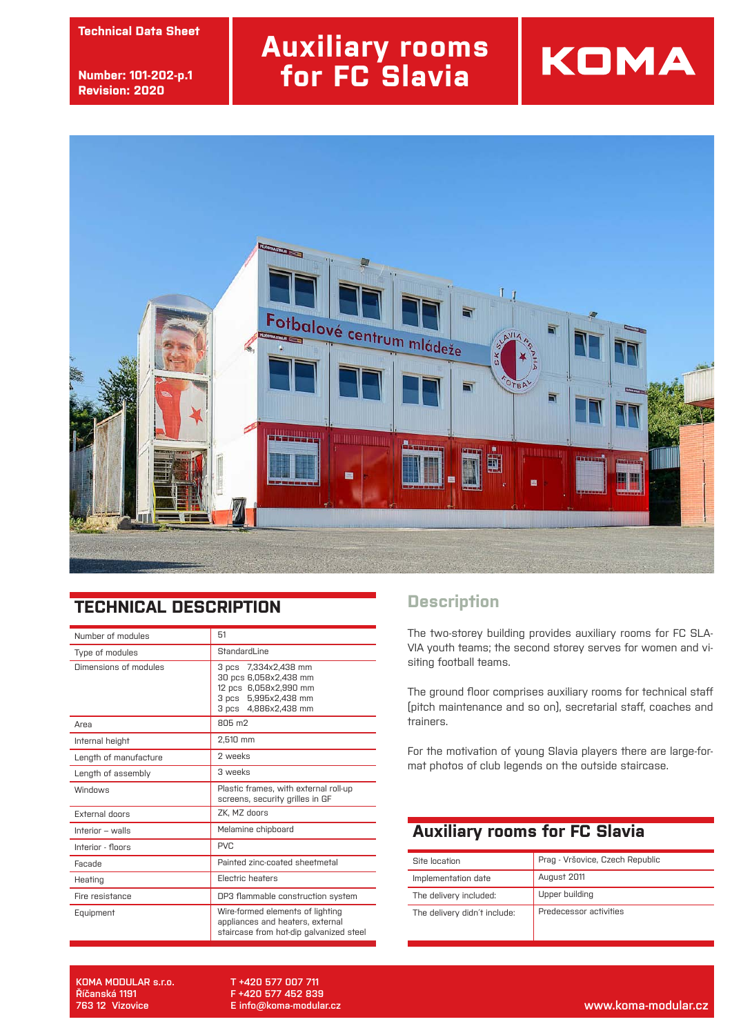Technical Data Sheet

Number: 101-202-p.1
Revision: 2020

# Auxiliary rooms for FC Slavia

KOMA

## TECHNICAL DESCRIPTION

| | |
|---|---|
| Number of modules | 51 |
| Type of modules | StandardLine |
| Dimensions of modules | 3 pcs 7,334x2,438 mm<br>30 pcs 6,058x2,438 mm<br>12 pcs 6,058x2,990 mm<br>3 pcs 5,995x2,438 mm<br>3 pcs 4,886x2,438 mm |
| Area | 805 m2 |
| Internal height | 2,510 mm |
| Length of manufacture | 2 weeks |
| Length of assembly | 3 weeks |
| Windows | Plastic frames, with external roll-up screens, security grilles in GF |
| External doors | ZK, MZ doors |
| Interior – walls | Melamine chipboard |
| Interior - floors | PVC |
| Facade | Painted zinc-coated sheetmetal |
| Heating | Electric heaters |
| Fire resistance | DP3 flammable construction system |
| Equipment | Wire-formed elements of lighting appliances and heaters, external staircase from hot-dip galvanized steel |

## Description

The two-storey building provides auxiliary rooms for FC SLAVIA youth teams; the second storey serves for women and visiting football teams.

The ground floor comprises auxiliary rooms for technical staff (pitch maintenance and so on), secretarial staff, coaches and trainers.

For the motivation of young Slavia players there are large-format photos of club legends on the outside staircase.

## Auxiliary rooms for FC Slavia

| | |
|---|---|
| Site location | Prag - Vršovice, Czech Republic |
| Implementation date | August 2011 |
| The delivery included: | Upper building |
| The delivery didn´t include: | Predecessor activities |

KOMA MODULAR s.r.o.
Říčanská 1191
763 12 Vizovice

T +420 577 007 711
F +420 577 452 839
E info@koma-modular.cz

www.koma-modular.cz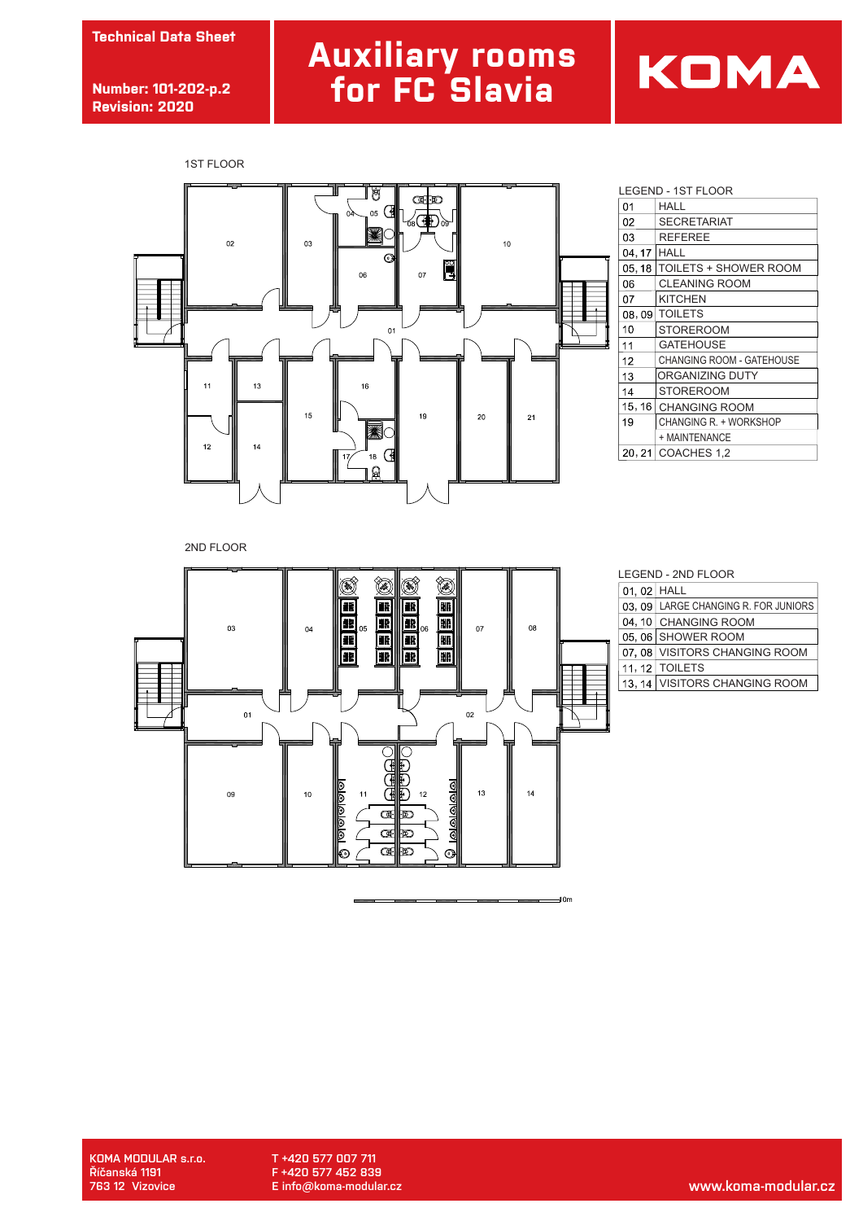Technical Data Sheet

Number: 101-202-p.2
Revision: 2020

# Auxiliary rooms for FC Slavia

KOMA

## 1ST FLOOR

LEGEND - 1ST FLOOR

| | |
|---|---|
| 01 | HALL |
| 02 | SECRETARIAT |
| 03 | REFEREE |
| 04, 17 | HALL |
| 05, 18 | TOILETS + SHOWER ROOM |
| 06 | CLEANING ROOM |
| 07 | KITCHEN |
| 08, 09 | TOILETS |
| 10 | STOREROOM |
| 11 | GATEHOUSE |
| 12 | CHANGING ROOM - GATEHOUSE |
| 13 | ORGANIZING DUTY |
| 14 | STOREROOM |
| 15, 16 | CHANGING ROOM |
| 19 | CHANGING R. + WORKSHOP + MAINTENANCE |
| 20, 21 | COACHES 1,2 |

## 2ND FLOOR

LEGEND - 2ND FLOOR

| | |
|---|---|
| 01, 02 | HALL |
| 03, 09 | LARGE CHANGING R. FOR JUNIORS |
| 04, 10 | CHANGING ROOM |
| 05, 06 | SHOWER ROOM |
| 07, 08 | VISITORS CHANGING ROOM |
| 11, 12 | TOILETS |
| 13, 14 | VISITORS CHANGING ROOM |

10m

KOMA MODULAR s.r.o.
Říčanská 1191
763 12 Vizovice

T +420 577 007 711
F +420 577 452 839
E info@koma-modular.cz

www.koma-modular.cz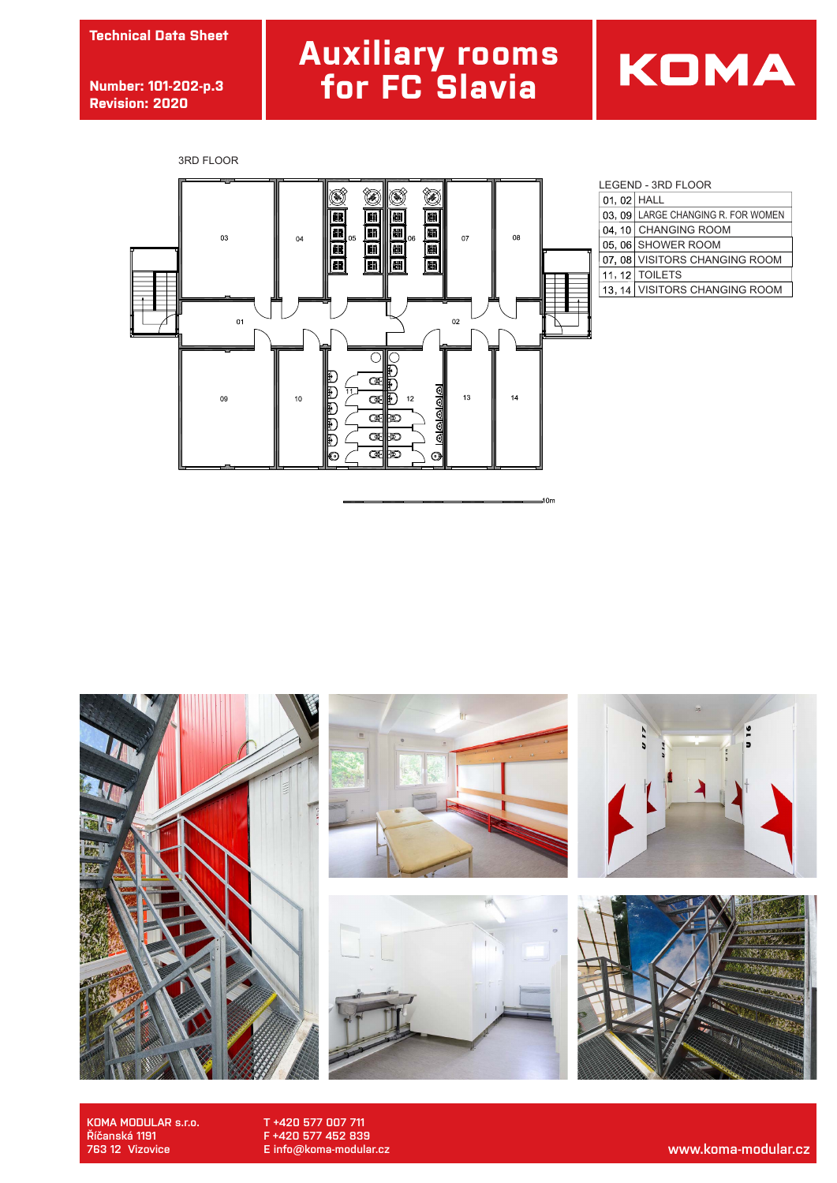Technical Data Sheet

Number: 101-202-p.3
Revision: 2020

# Auxiliary rooms for FC Slavia

KOMA

3RD FLOOR

| LEGEND - 3RD FLOOR | |
|---|---|
| 01, 02 | HALL |
| 03, 09 | LARGE CHANGING R. FOR WOMEN |
| 04, 10 | CHANGING ROOM |
| 05, 06 | SHOWER ROOM |
| 07, 08 | VISITORS CHANGING ROOM |
| 11, 12 | TOILETS |
| 13, 14 | VISITORS CHANGING ROOM |

KOMA MODULAR s.r.o.
Říčanská 1191
763 12 Vizovice

T +420 577 007 711
F +420 577 452 839
E info@koma-modular.cz

www.koma-modular.cz